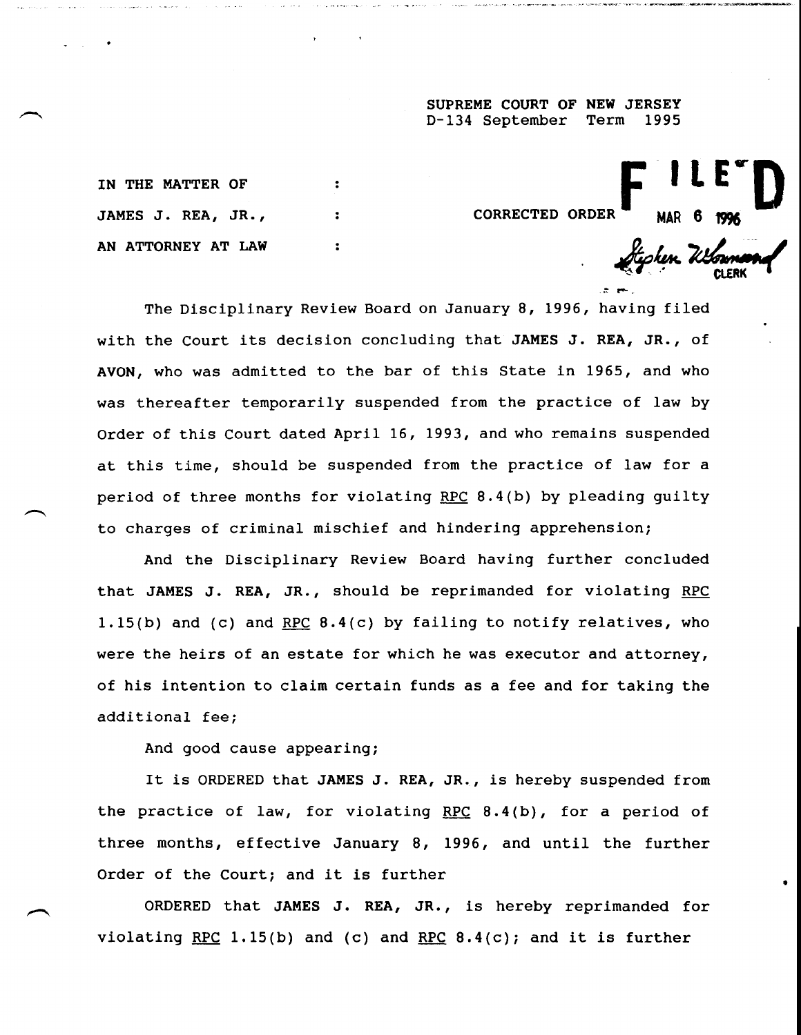SUPREME COURT OF NEW JERSEY
D-134 September Term 1995

IN THE MATTER OF :
JAMES J. REA, JR., : CORRECTED ORDER
AN ATTORNEY AT LAW :

FILED
MAR 6 1996
Stephen W. Townsend
CLERK

The Disciplinary Review Board on January 8, 1996, having filed with the Court its decision concluding that **JAMES J. REA, JR.**, of **AVON**, who was admitted to the bar of this State in 1965, and who was thereafter temporarily suspended from the practice of law by Order of this Court dated April 16, 1993, and who remains suspended at this time, should be suspended from the practice of law for a period of three months for violating RPC 8.4(b) by pleading guilty to charges of criminal mischief and hindering apprehension;

And the Disciplinary Review Board having further concluded that **JAMES J. REA, JR.**, should be reprimanded for violating RPC 1.15(b) and (c) and RPC 8.4(c) by failing to notify relatives, who were the heirs of an estate for which he was executor and attorney, of his intention to claim certain funds as a fee and for taking the additional fee;

And good cause appearing;

It is ORDERED that **JAMES J. REA, JR.**, is hereby suspended from the practice of law, for violating RPC 8.4(b), for a period of three months, effective January 8, 1996, and until the further Order of the Court; and it is further

ORDERED that **JAMES J. REA, JR.**, is hereby reprimanded for violating RPC 1.15(b) and (c) and RPC 8.4(c); and it is further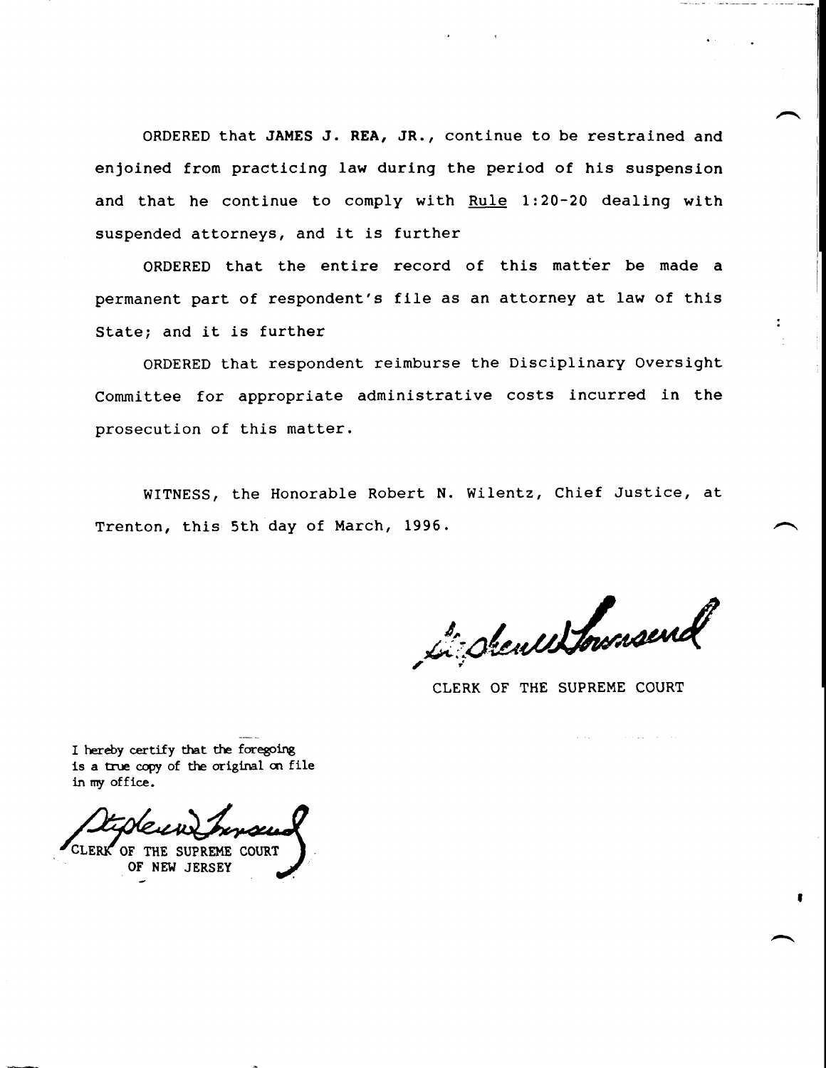ORDERED that **JAMES J. REA, JR.**, continue to be restrained and enjoined from practicing law during the period of his suspension and that he continue to comply with Rule 1:20-20 dealing with suspended attorneys, and it is further

ORDERED that the entire record of this matter be made a permanent part of respondent's file as an attorney at law of this State; and it is further

ORDERED that respondent reimburse the Disciplinary Oversight Committee for appropriate administrative costs incurred in the prosecution of this matter.

WITNESS, the Honorable Robert N. Wilentz, Chief Justice, at Trenton, this 5th day of March, 1996.

CLERK OF THE SUPREME COURT

I hereby certify that the foregoing is a true copy of the original on file in my office.

CLERK OF THE SUPREME COURT
OF NEW JERSEY